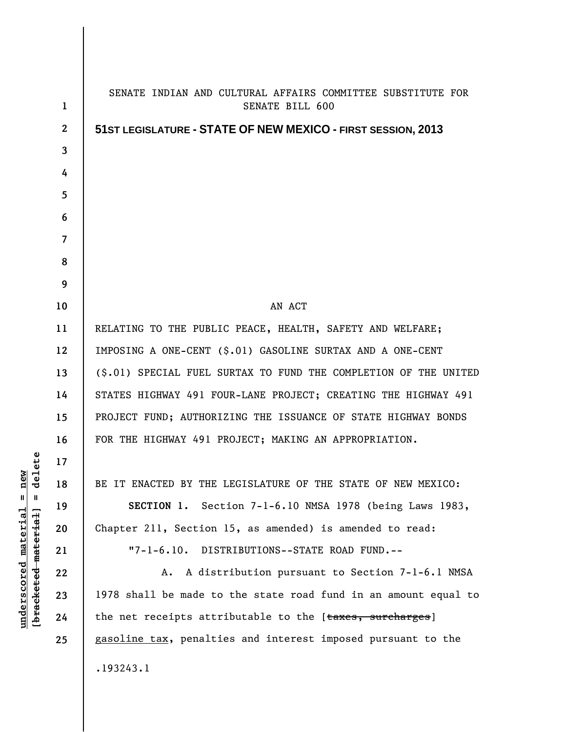SENATE INDIAN AND CULTURAL AFFAIRS COMMITTEE SUBSTITUTE FOR SENATE BILL 600

**51ST LEGISLATURE - STATE OF NEW MEXICO - FIRST SESSION, 2013**

AN ACT

RELATING TO THE PUBLIC PEACE, HEALTH, SAFETY AND WELFARE; IMPOSING A ONE-CENT ($.01) GASOLINE SURTAX AND A ONE-CENT ($.01) SPECIAL FUEL SURTAX TO FUND THE COMPLETION OF THE UNITED STATES HIGHWAY 491 FOUR-LANE PROJECT; CREATING THE HIGHWAY 491 PROJECT FUND; AUTHORIZING THE ISSUANCE OF STATE HIGHWAY BONDS FOR THE HIGHWAY 491 PROJECT; MAKING AN APPROPRIATION.

BE IT ENACTED BY THE LEGISLATURE OF THE STATE OF NEW MEXICO:

**SECTION 1.** Section 7-1-6.10 NMSA 1978 (being Laws 1983, Chapter 211, Section 15, as amended) is amended to read:

"7-1-6.10. DISTRIBUTIONS--STATE ROAD FUND.--

A. A distribution pursuant to Section 7-1-6.1 NMSA 1978 shall be made to the state road fund in an amount equal to the net receipts attributable to the [~~taxes, surcharges~~] <u>gasoline tax</u>, penalties and interest imposed pursuant to the

.193243.1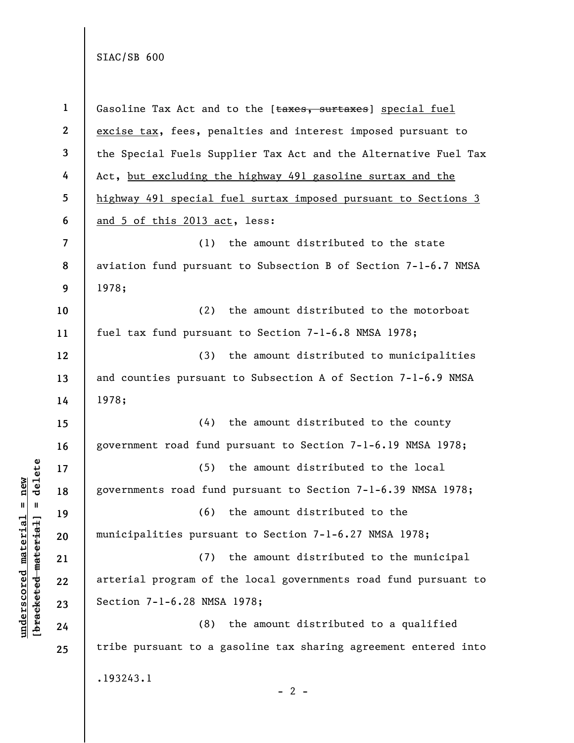Gasoline Tax Act and to the [~~taxes, surtaxes~~] <u>special fuel excise tax</u>, fees, penalties and interest imposed pursuant to the Special Fuels Supplier Tax Act and the Alternative Fuel Tax Act, <u>but excluding the highway 491 gasoline surtax and the highway 491 special fuel surtax imposed pursuant to Sections 3 and 5 of this 2013 act</u>, less:

(1) the amount distributed to the state aviation fund pursuant to Subsection B of Section 7-1-6.7 NMSA 1978;

(2) the amount distributed to the motorboat fuel tax fund pursuant to Section 7-1-6.8 NMSA 1978;

(3) the amount distributed to municipalities and counties pursuant to Subsection A of Section 7-1-6.9 NMSA 1978;

(4) the amount distributed to the county government road fund pursuant to Section 7-1-6.19 NMSA 1978;

(5) the amount distributed to the local governments road fund pursuant to Section 7-1-6.39 NMSA 1978;

(6) the amount distributed to the municipalities pursuant to Section 7-1-6.27 NMSA 1978;

(7) the amount distributed to the municipal arterial program of the local governments road fund pursuant to Section 7-1-6.28 NMSA 1978;

(8) the amount distributed to a qualified tribe pursuant to a gasoline tax sharing agreement entered into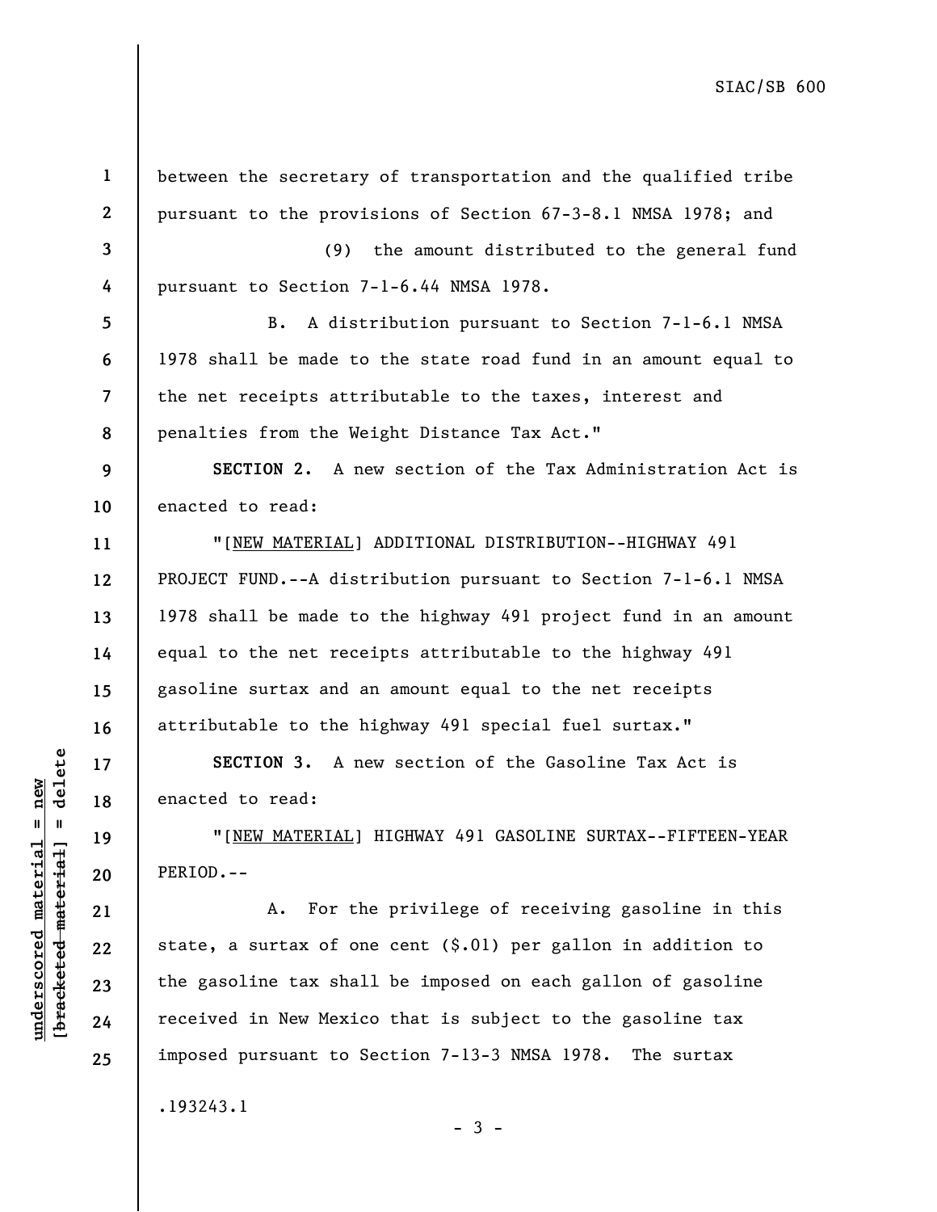between the secretary of transportation and the qualified tribe pursuant to the provisions of Section 67-3-8.1 NMSA 1978; and

(9) the amount distributed to the general fund pursuant to Section 7-1-6.44 NMSA 1978.

B. A distribution pursuant to Section 7-1-6.1 NMSA 1978 shall be made to the state road fund in an amount equal to the net receipts attributable to the taxes, interest and penalties from the Weight Distance Tax Act."

**SECTION 2.** A new section of the Tax Administration Act is enacted to read:

"[NEW MATERIAL] ADDITIONAL DISTRIBUTION--HIGHWAY 491 PROJECT FUND.--A distribution pursuant to Section 7-1-6.1 NMSA 1978 shall be made to the highway 491 project fund in an amount equal to the net receipts attributable to the highway 491 gasoline surtax and an amount equal to the net receipts attributable to the highway 491 special fuel surtax."

**SECTION 3.** A new section of the Gasoline Tax Act is enacted to read:

"[NEW MATERIAL] HIGHWAY 491 GASOLINE SURTAX--FIFTEEN-YEAR PERIOD.--

A. For the privilege of receiving gasoline in this state, a surtax of one cent ($.01) per gallon in addition to the gasoline tax shall be imposed on each gallon of gasoline received in New Mexico that is subject to the gasoline tax imposed pursuant to Section 7-13-3 NMSA 1978. The surtax

.193243.1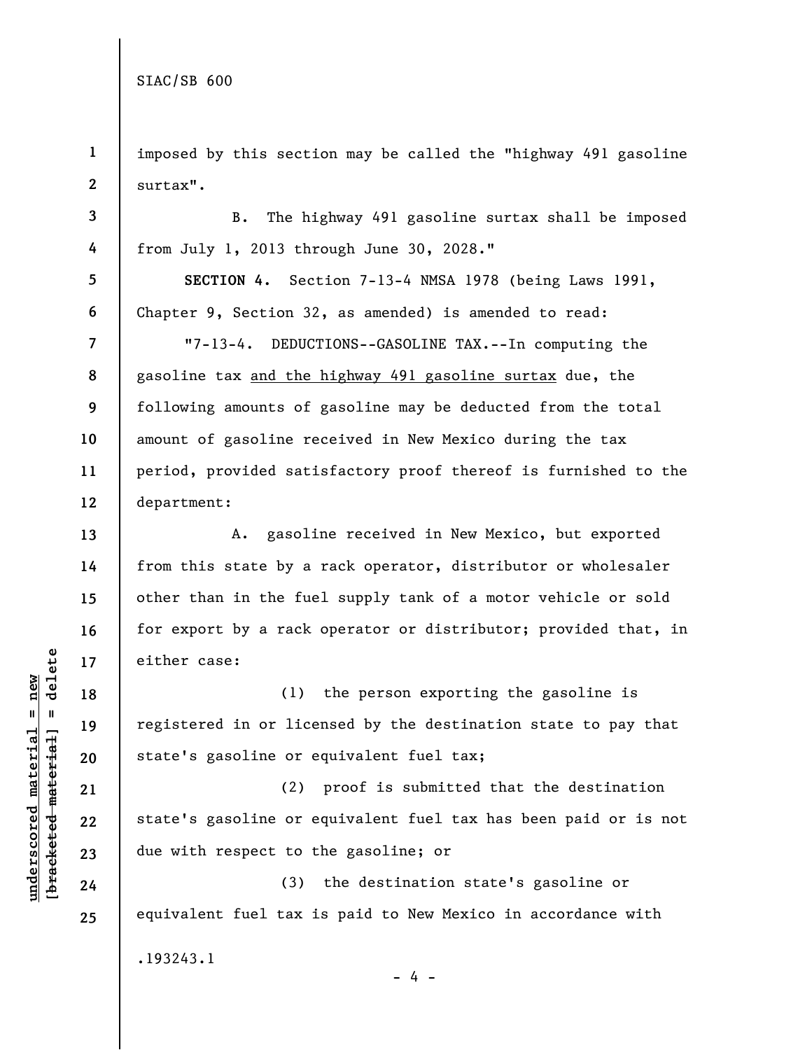imposed by this section may be called the "highway 491 gasoline surtax".

B. The highway 491 gasoline surtax shall be imposed from July 1, 2013 through June 30, 2028."

**SECTION 4.** Section 7-13-4 NMSA 1978 (being Laws 1991, Chapter 9, Section 32, as amended) is amended to read:

"7-13-4. DEDUCTIONS--GASOLINE TAX.--In computing the gasoline tax <u>and the highway 491 gasoline surtax</u> due, the following amounts of gasoline may be deducted from the total amount of gasoline received in New Mexico during the tax period, provided satisfactory proof thereof is furnished to the department:

A. gasoline received in New Mexico, but exported from this state by a rack operator, distributor or wholesaler other than in the fuel supply tank of a motor vehicle or sold for export by a rack operator or distributor; provided that, in either case:

(1) the person exporting the gasoline is registered in or licensed by the destination state to pay that state's gasoline or equivalent fuel tax;

(2) proof is submitted that the destination state's gasoline or equivalent fuel tax has been paid or is not due with respect to the gasoline; or

(3) the destination state's gasoline or equivalent fuel tax is paid to New Mexico in accordance with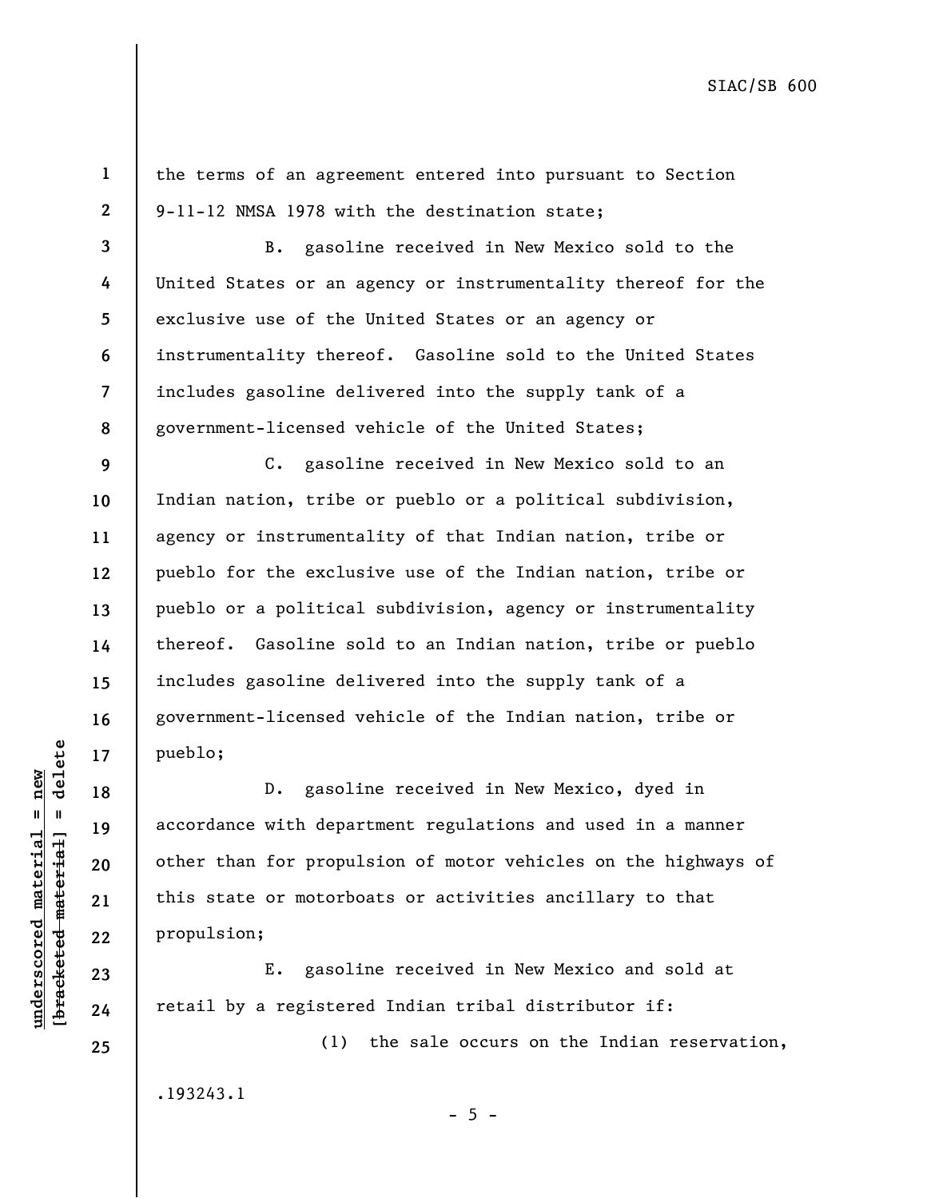the terms of an agreement entered into pursuant to Section 9-11-12 NMSA 1978 with the destination state;

B. gasoline received in New Mexico sold to the United States or an agency or instrumentality thereof for the exclusive use of the United States or an agency or instrumentality thereof. Gasoline sold to the United States includes gasoline delivered into the supply tank of a government-licensed vehicle of the United States;

C. gasoline received in New Mexico sold to an Indian nation, tribe or pueblo or a political subdivision, agency or instrumentality of that Indian nation, tribe or pueblo for the exclusive use of the Indian nation, tribe or pueblo or a political subdivision, agency or instrumentality thereof. Gasoline sold to an Indian nation, tribe or pueblo includes gasoline delivered into the supply tank of a government-licensed vehicle of the Indian nation, tribe or pueblo;

D. gasoline received in New Mexico, dyed in accordance with department regulations and used in a manner other than for propulsion of motor vehicles on the highways of this state or motorboats or activities ancillary to that propulsion;

E. gasoline received in New Mexico and sold at retail by a registered Indian tribal distributor if:

(1) the sale occurs on the Indian reservation,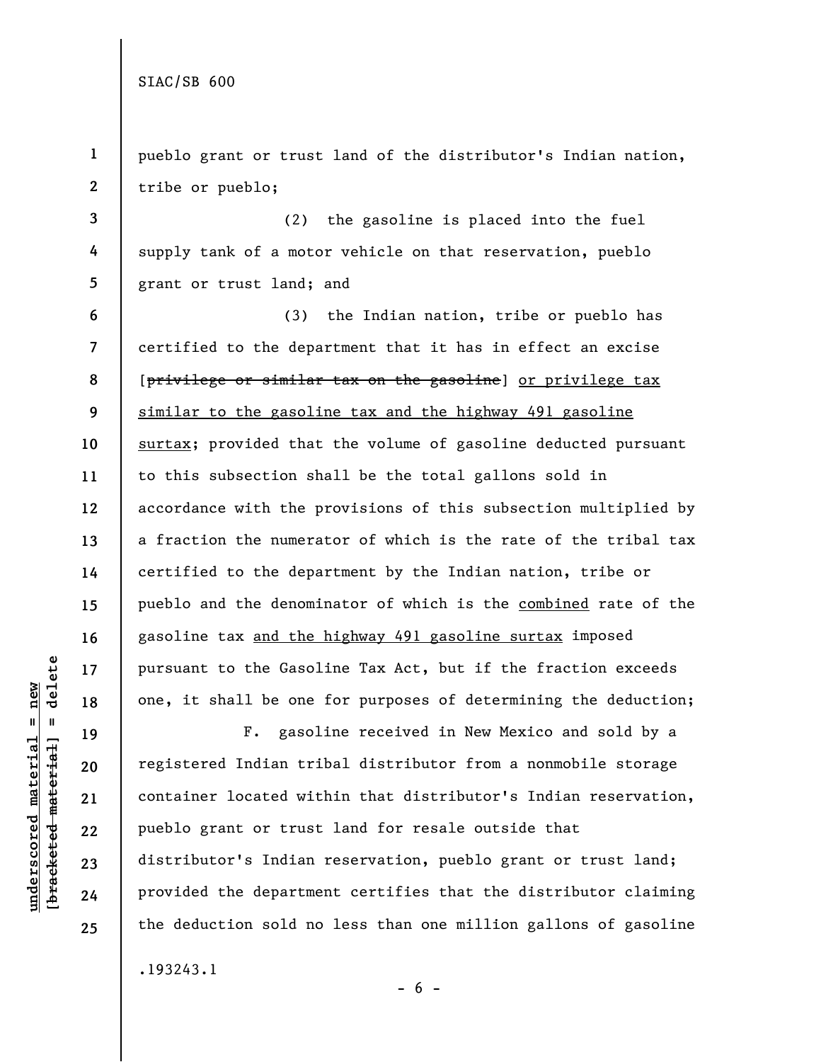pueblo grant or trust land of the distributor's Indian nation, tribe or pueblo;

(2) the gasoline is placed into the fuel supply tank of a motor vehicle on that reservation, pueblo grant or trust land; and

(3) the Indian nation, tribe or pueblo has certified to the department that it has in effect an excise [~~privilege or similar tax on the gasoline~~] or privilege tax similar to the gasoline tax and the highway 491 gasoline surtax; provided that the volume of gasoline deducted pursuant to this subsection shall be the total gallons sold in accordance with the provisions of this subsection multiplied by a fraction the numerator of which is the rate of the tribal tax certified to the department by the Indian nation, tribe or pueblo and the denominator of which is the combined rate of the gasoline tax and the highway 491 gasoline surtax imposed pursuant to the Gasoline Tax Act, but if the fraction exceeds one, it shall be one for purposes of determining the deduction;

F. gasoline received in New Mexico and sold by a registered Indian tribal distributor from a nonmobile storage container located within that distributor's Indian reservation, pueblo grant or trust land for resale outside that distributor's Indian reservation, pueblo grant or trust land; provided the department certifies that the distributor claiming the deduction sold no less than one million gallons of gasoline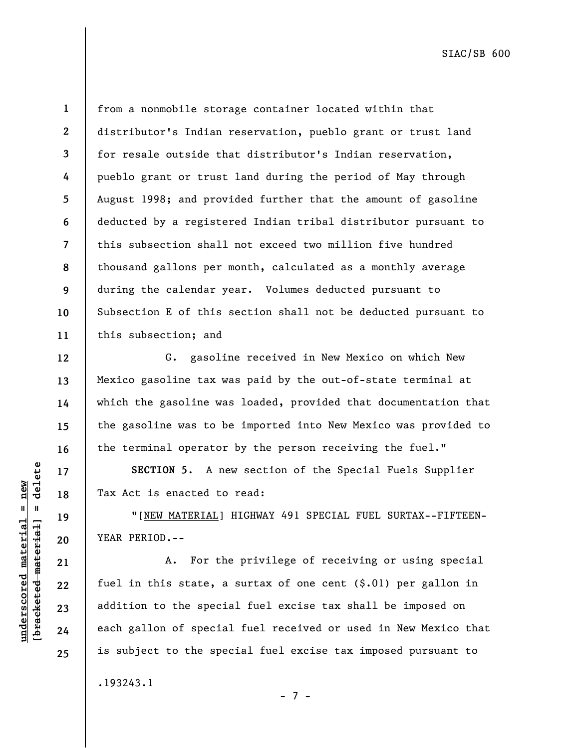from a nonmobile storage container located within that distributor's Indian reservation, pueblo grant or trust land for resale outside that distributor's Indian reservation, pueblo grant or trust land during the period of May through August 1998; and provided further that the amount of gasoline deducted by a registered Indian tribal distributor pursuant to this subsection shall not exceed two million five hundred thousand gallons per month, calculated as a monthly average during the calendar year. Volumes deducted pursuant to Subsection E of this section shall not be deducted pursuant to this subsection; and

G. gasoline received in New Mexico on which New Mexico gasoline tax was paid by the out-of-state terminal at which the gasoline was loaded, provided that documentation that the gasoline was to be imported into New Mexico was provided to the terminal operator by the person receiving the fuel."

**SECTION 5.** A new section of the Special Fuels Supplier Tax Act is enacted to read:

"[NEW MATERIAL] HIGHWAY 491 SPECIAL FUEL SURTAX--FIFTEEN-YEAR PERIOD.--

A. For the privilege of receiving or using special fuel in this state, a surtax of one cent ($.01) per gallon in addition to the special fuel excise tax shall be imposed on each gallon of special fuel received or used in New Mexico that is subject to the special fuel excise tax imposed pursuant to

.193243.1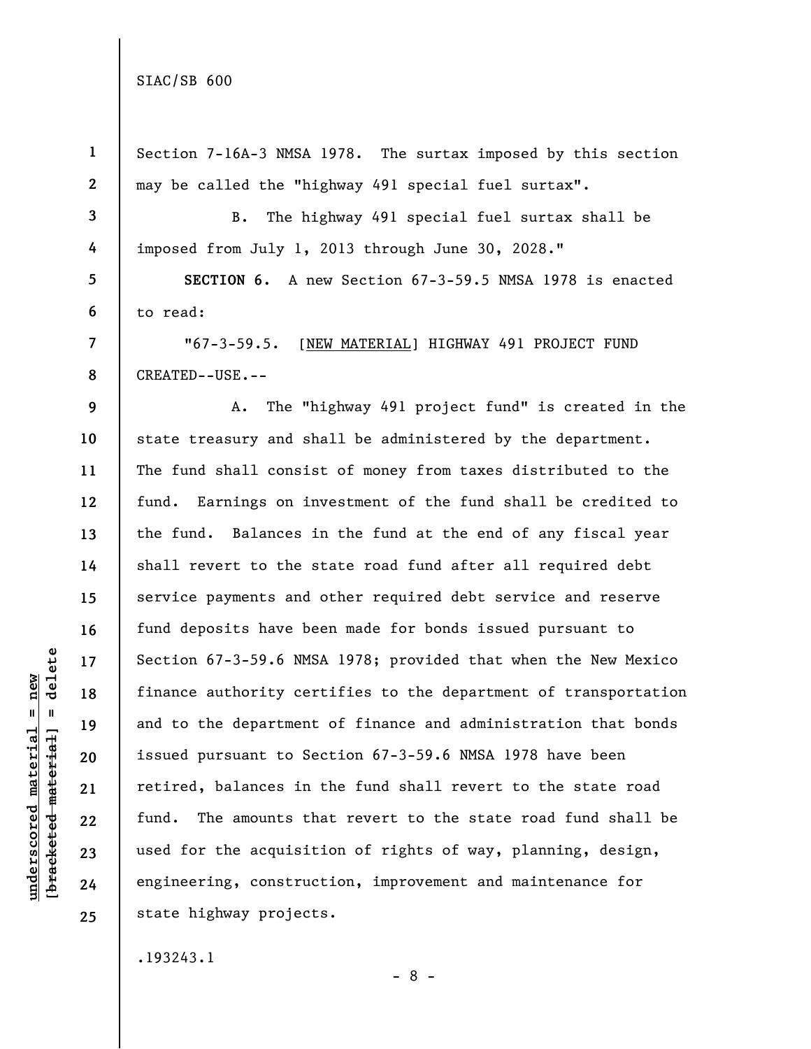Section 7-16A-3 NMSA 1978. The surtax imposed by this section may be called the "highway 491 special fuel surtax".

B. The highway 491 special fuel surtax shall be imposed from July 1, 2013 through June 30, 2028."

**SECTION 6.** A new Section 67-3-59.5 NMSA 1978 is enacted to read:

"67-3-59.5. [NEW MATERIAL] HIGHWAY 491 PROJECT FUND CREATED--USE.--

A. The "highway 491 project fund" is created in the state treasury and shall be administered by the department. The fund shall consist of money from taxes distributed to the fund. Earnings on investment of the fund shall be credited to the fund. Balances in the fund at the end of any fiscal year shall revert to the state road fund after all required debt service payments and other required debt service and reserve fund deposits have been made for bonds issued pursuant to Section 67-3-59.6 NMSA 1978; provided that when the New Mexico finance authority certifies to the department of transportation and to the department of finance and administration that bonds issued pursuant to Section 67-3-59.6 NMSA 1978 have been retired, balances in the fund shall revert to the state road fund. The amounts that revert to the state road fund shall be used for the acquisition of rights of way, planning, design, engineering, construction, improvement and maintenance for state highway projects.

.193243.1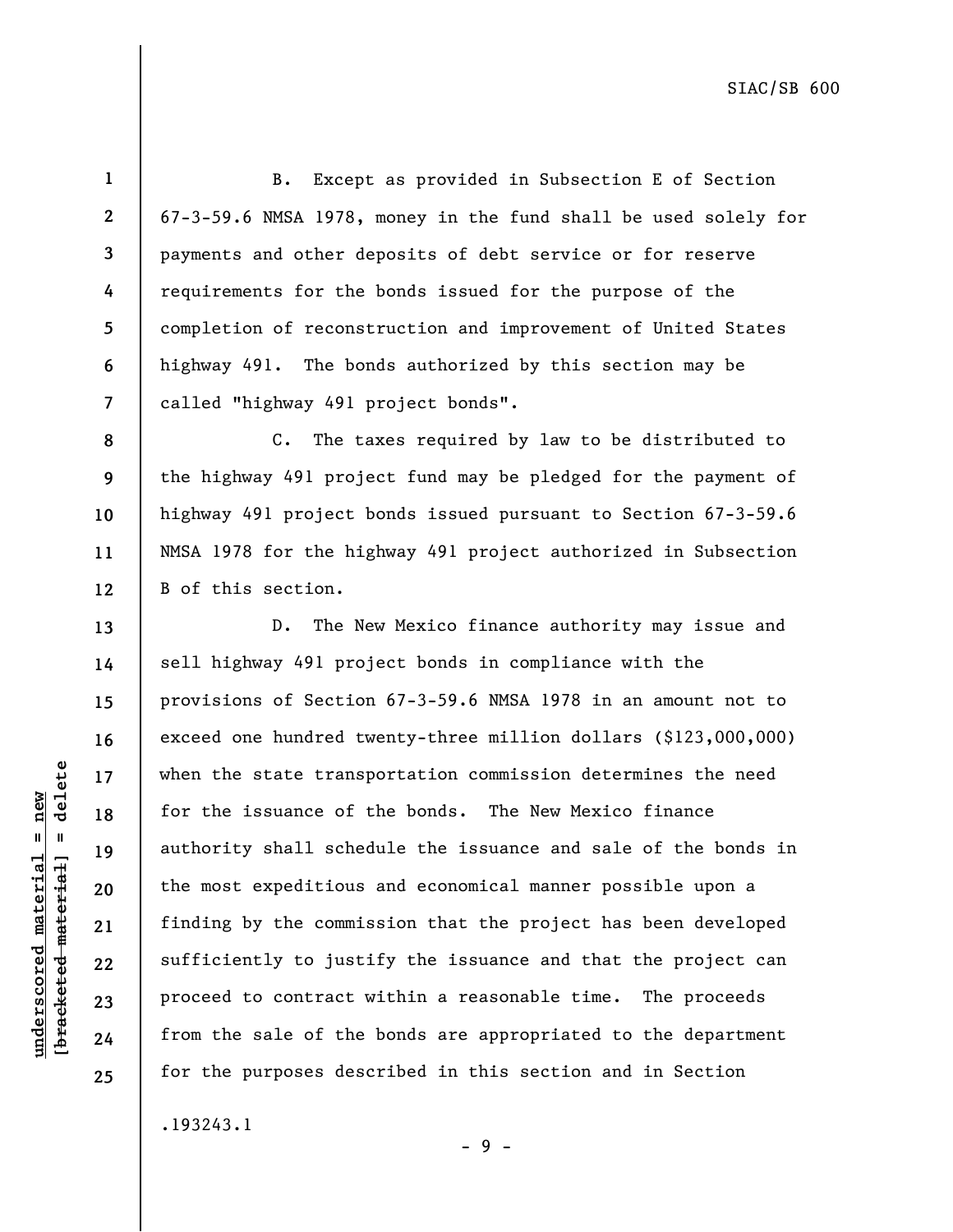B. Except as provided in Subsection E of Section 67-3-59.6 NMSA 1978, money in the fund shall be used solely for payments and other deposits of debt service or for reserve requirements for the bonds issued for the purpose of the completion of reconstruction and improvement of United States highway 491. The bonds authorized by this section may be called "highway 491 project bonds".

C. The taxes required by law to be distributed to the highway 491 project fund may be pledged for the payment of highway 491 project bonds issued pursuant to Section 67-3-59.6 NMSA 1978 for the highway 491 project authorized in Subsection B of this section.

D. The New Mexico finance authority may issue and sell highway 491 project bonds in compliance with the provisions of Section 67-3-59.6 NMSA 1978 in an amount not to exceed one hundred twenty-three million dollars ($123,000,000) when the state transportation commission determines the need for the issuance of the bonds. The New Mexico finance authority shall schedule the issuance and sale of the bonds in the most expeditious and economical manner possible upon a finding by the commission that the project has been developed sufficiently to justify the issuance and that the project can proceed to contract within a reasonable time. The proceeds from the sale of the bonds are appropriated to the department for the purposes described in this section and in Section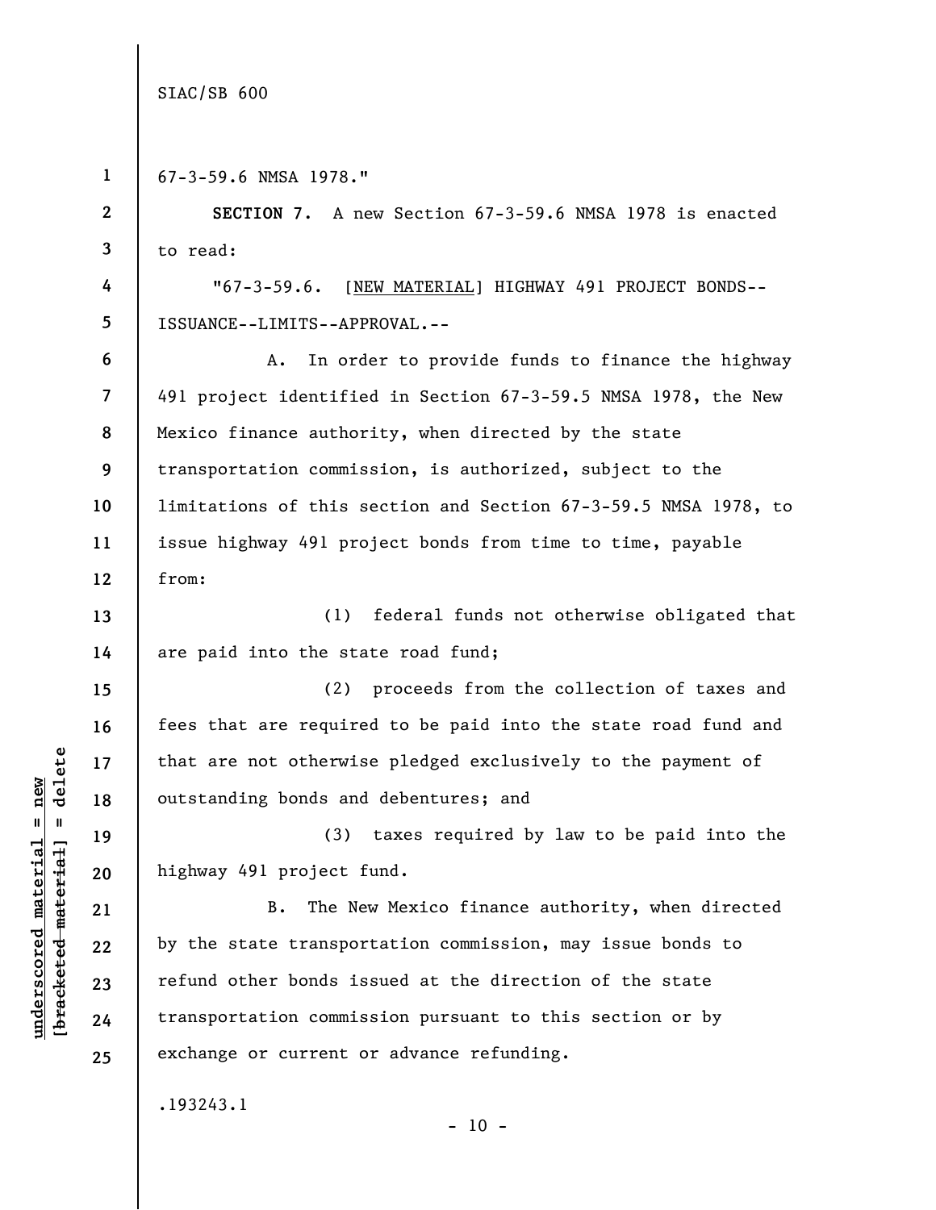67-3-59.6 NMSA 1978."

**SECTION 7.** A new Section 67-3-59.6 NMSA 1978 is enacted to read:

"67-3-59.6. [<u>NEW MATERIAL</u>] HIGHWAY 491 PROJECT BONDS--ISSUANCE--LIMITS--APPROVAL.--

A. In order to provide funds to finance the highway 491 project identified in Section 67-3-59.5 NMSA 1978, the New Mexico finance authority, when directed by the state transportation commission, is authorized, subject to the limitations of this section and Section 67-3-59.5 NMSA 1978, to issue highway 491 project bonds from time to time, payable from:

(1) federal funds not otherwise obligated that are paid into the state road fund;

(2) proceeds from the collection of taxes and fees that are required to be paid into the state road fund and that are not otherwise pledged exclusively to the payment of outstanding bonds and debentures; and

(3) taxes required by law to be paid into the highway 491 project fund.

B. The New Mexico finance authority, when directed by the state transportation commission, may issue bonds to refund other bonds issued at the direction of the state transportation commission pursuant to this section or by exchange or current or advance refunding.

.193243.1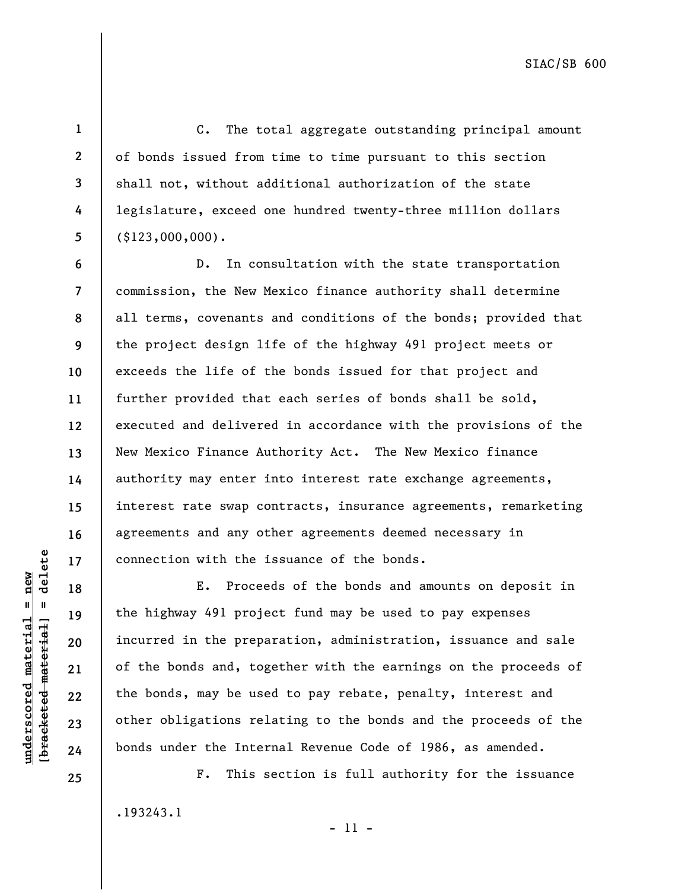C. The total aggregate outstanding principal amount of bonds issued from time to time pursuant to this section shall not, without additional authorization of the state legislature, exceed one hundred twenty-three million dollars ($123,000,000).

D. In consultation with the state transportation commission, the New Mexico finance authority shall determine all terms, covenants and conditions of the bonds; provided that the project design life of the highway 491 project meets or exceeds the life of the bonds issued for that project and further provided that each series of bonds shall be sold, executed and delivered in accordance with the provisions of the New Mexico Finance Authority Act. The New Mexico finance authority may enter into interest rate exchange agreements, interest rate swap contracts, insurance agreements, remarketing agreements and any other agreements deemed necessary in connection with the issuance of the bonds.

E. Proceeds of the bonds and amounts on deposit in the highway 491 project fund may be used to pay expenses incurred in the preparation, administration, issuance and sale of the bonds and, together with the earnings on the proceeds of the bonds, may be used to pay rebate, penalty, interest and other obligations relating to the bonds and the proceeds of the bonds under the Internal Revenue Code of 1986, as amended.

F. This section is full authority for the issuance

.193243.1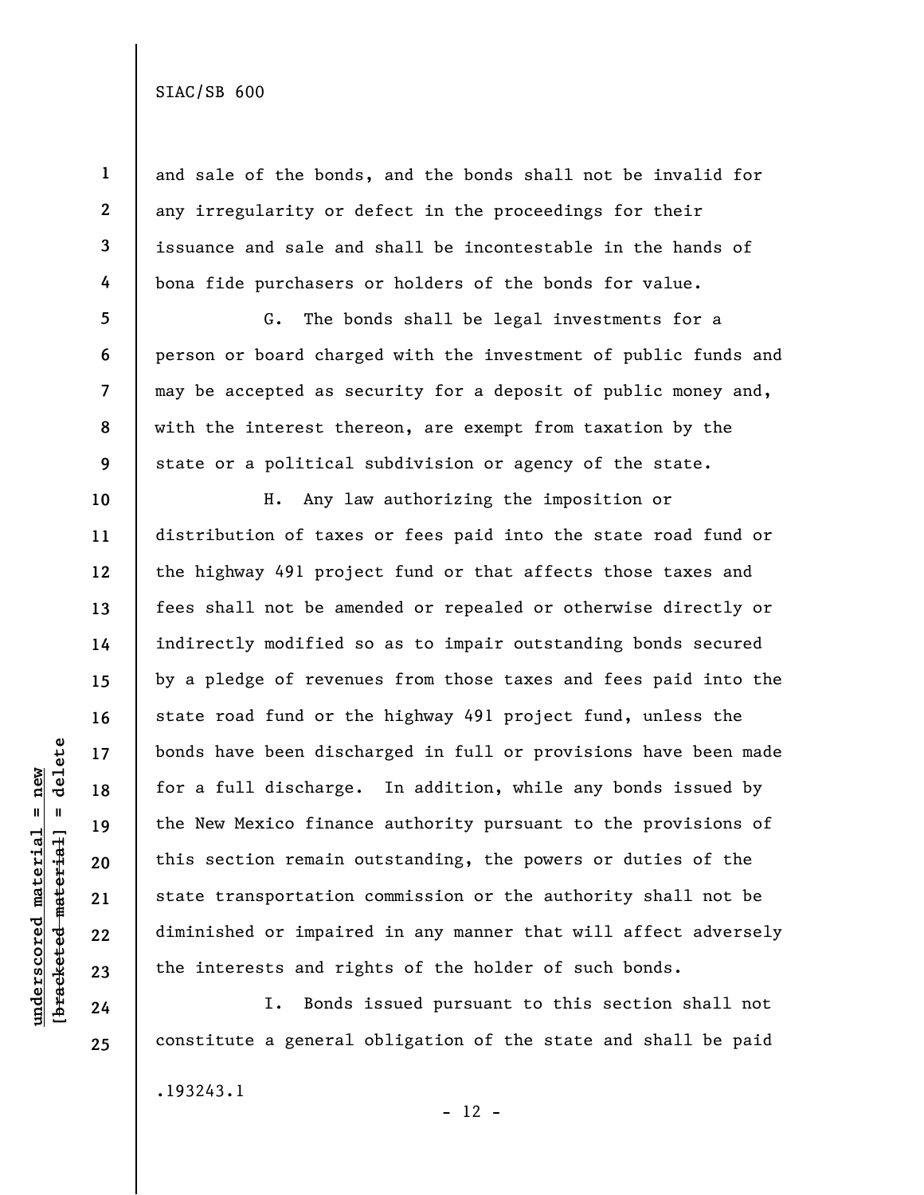and sale of the bonds, and the bonds shall not be invalid for any irregularity or defect in the proceedings for their issuance and sale and shall be incontestable in the hands of bona fide purchasers or holders of the bonds for value.

G. The bonds shall be legal investments for a person or board charged with the investment of public funds and may be accepted as security for a deposit of public money and, with the interest thereon, are exempt from taxation by the state or a political subdivision or agency of the state.

H. Any law authorizing the imposition or distribution of taxes or fees paid into the state road fund or the highway 491 project fund or that affects those taxes and fees shall not be amended or repealed or otherwise directly or indirectly modified so as to impair outstanding bonds secured by a pledge of revenues from those taxes and fees paid into the state road fund or the highway 491 project fund, unless the bonds have been discharged in full or provisions have been made for a full discharge. In addition, while any bonds issued by the New Mexico finance authority pursuant to the provisions of this section remain outstanding, the powers or duties of the state transportation commission or the authority shall not be diminished or impaired in any manner that will affect adversely the interests and rights of the holder of such bonds.

I. Bonds issued pursuant to this section shall not constitute a general obligation of the state and shall be paid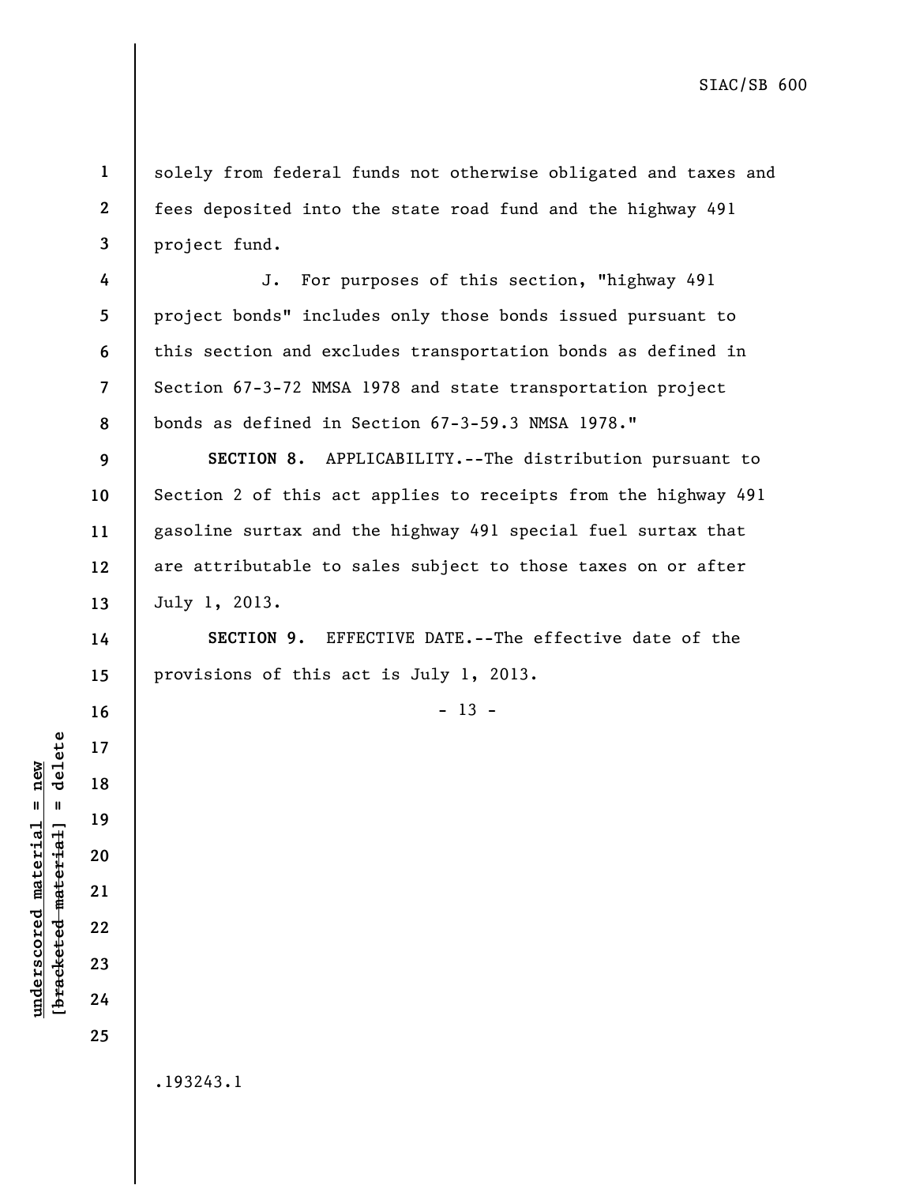solely from federal funds not otherwise obligated and taxes and fees deposited into the state road fund and the highway 491 project fund.

J. For purposes of this section, "highway 491 project bonds" includes only those bonds issued pursuant to this section and excludes transportation bonds as defined in Section 67-3-72 NMSA 1978 and state transportation project bonds as defined in Section 67-3-59.3 NMSA 1978."

**SECTION 8.** APPLICABILITY.--The distribution pursuant to Section 2 of this act applies to receipts from the highway 491 gasoline surtax and the highway 491 special fuel surtax that are attributable to sales subject to those taxes on or after July 1, 2013.

**SECTION 9.** EFFECTIVE DATE.--The effective date of the provisions of this act is July 1, 2013.

.193243.1